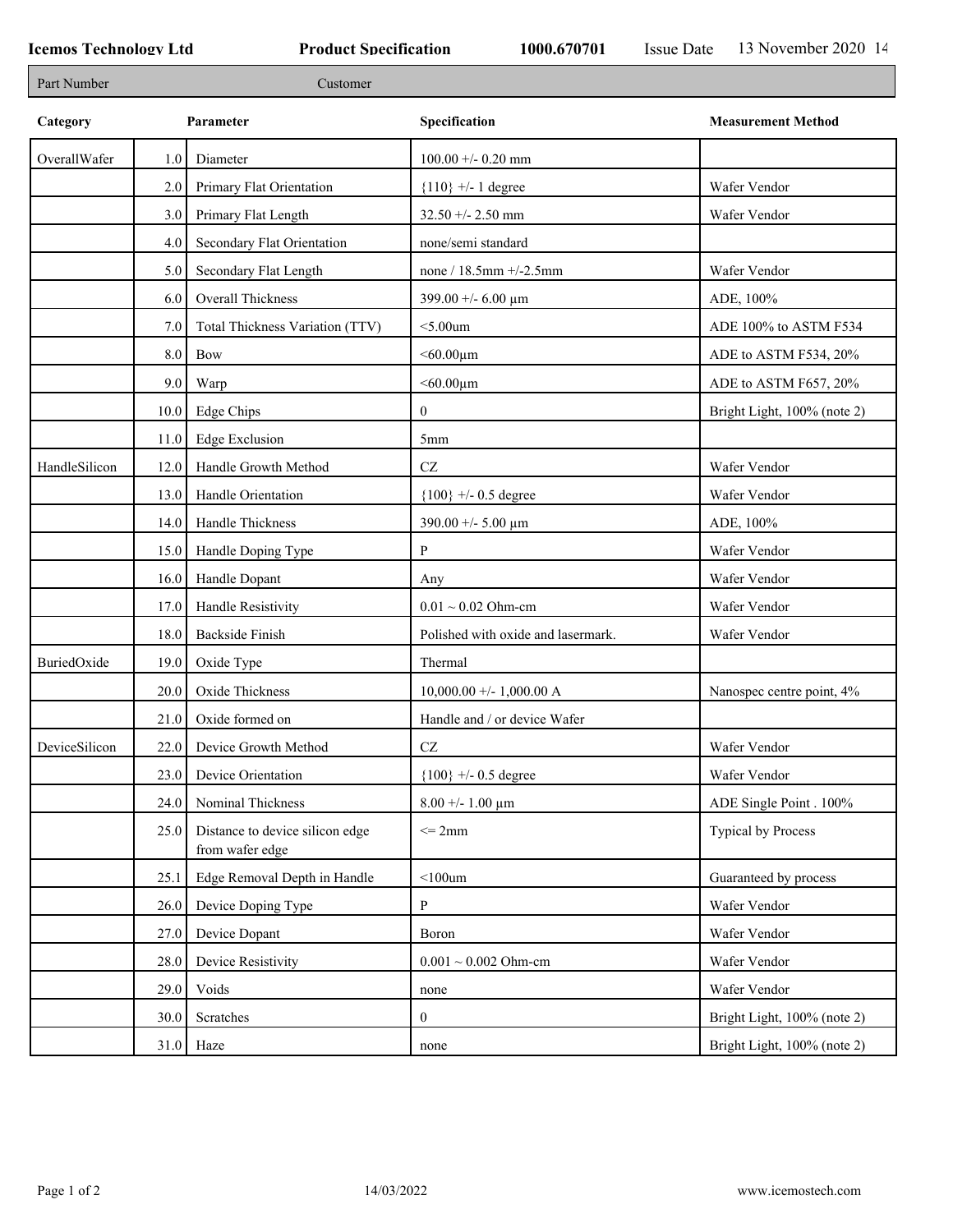**Icemos Technology Ltd** **Product Specification** **1000.670701** Issue Date 13 November 2020

| Part Number | Customer |
|---|---|

| Category | | Parameter | Specification | Measurement Method |
|---|---|---|---|---|
| OverallWafer | 1.0 | Diameter | 100.00 +/- 0.20 mm | |
| | 2.0 | Primary Flat Orientation | {110} +/- 1 degree | Wafer Vendor |
| | 3.0 | Primary Flat Length | 32.50 +/- 2.50 mm | Wafer Vendor |
| | 4.0 | Secondary Flat Orientation | none/semi standard | |
| | 5.0 | Secondary Flat Length | none / 18.5mm +/-2.5mm | Wafer Vendor |
| | 6.0 | Overall Thickness | 399.00 +/- 6.00 µm | ADE, 100% |
| | 7.0 | Total Thickness Variation (TTV) | <5.00um | ADE 100% to ASTM F534 |
| | 8.0 | Bow | <60.00µm | ADE to ASTM F534, 20% |
| | 9.0 | Warp | <60.00µm | ADE to ASTM F657, 20% |
| | 10.0 | Edge Chips | 0 | Bright Light, 100% (note 2) |
| | 11.0 | Edge Exclusion | 5mm | |
| HandleSilicon | 12.0 | Handle Growth Method | CZ | Wafer Vendor |
| | 13.0 | Handle Orientation | {100} +/- 0.5 degree | Wafer Vendor |
| | 14.0 | Handle Thickness | 390.00 +/- 5.00 µm | ADE, 100% |
| | 15.0 | Handle Doping Type | P | Wafer Vendor |
| | 16.0 | Handle Dopant | Any | Wafer Vendor |
| | 17.0 | Handle Resistivity | 0.01 ~ 0.02 Ohm-cm | Wafer Vendor |
| | 18.0 | Backside Finish | Polished with oxide and lasermark. | Wafer Vendor |
| BuriedOxide | 19.0 | Oxide Type | Thermal | |
| | 20.0 | Oxide Thickness | 10,000.00 +/- 1,000.00 A | Nanospec centre point, 4% |
| | 21.0 | Oxide formed on | Handle and / or device Wafer | |
| DeviceSilicon | 22.0 | Device Growth Method | CZ | Wafer Vendor |
| | 23.0 | Device Orientation | {100} +/- 0.5 degree | Wafer Vendor |
| | 24.0 | Nominal Thickness | 8.00 +/- 1.00 µm | ADE Single Point . 100% |
| | 25.0 | Distance to device silicon edge from wafer edge | <= 2mm | Typical by Process |
| | 25.1 | Edge Removal Depth in Handle | <100um | Guaranteed by process |
| | 26.0 | Device Doping Type | P | Wafer Vendor |
| | 27.0 | Device Dopant | Boron | Wafer Vendor |
| | 28.0 | Device Resistivity | 0.001 ~ 0.002 Ohm-cm | Wafer Vendor |
| | 29.0 | Voids | none | Wafer Vendor |
| | 30.0 | Scratches | 0 | Bright Light, 100% (note 2) |
| | 31.0 | Haze | none | Bright Light, 100% (note 2) |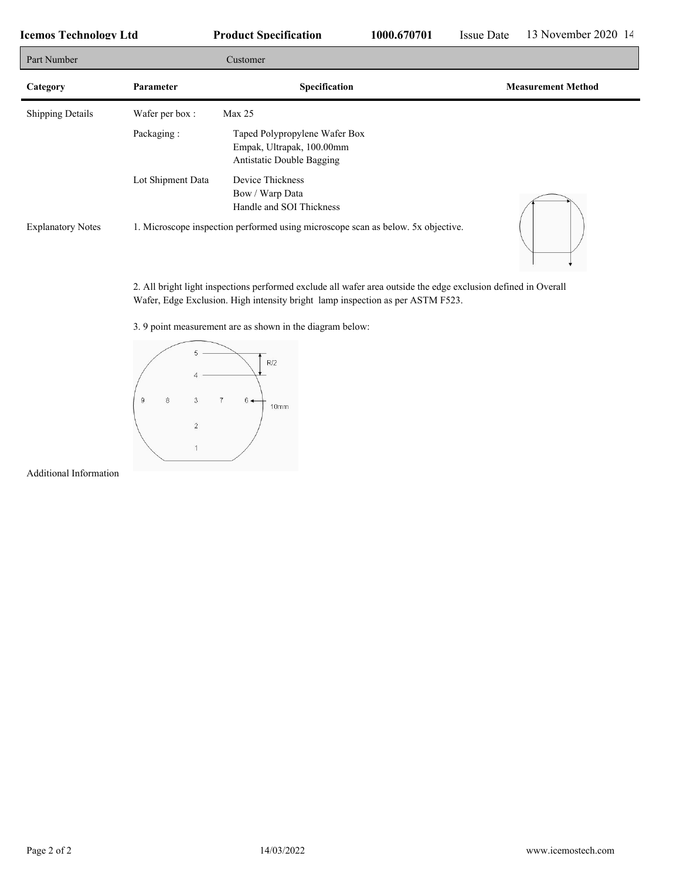| Part Number | Customer | | |
|---|---|---|---|
| **Category** | **Parameter** | **Specification** | **Measurement Method** |
| Shipping Details | Wafer per box : | Max 25 | |
| | Packaging : | Taped Polypropylene Wafer Box<br>Empak, Ultrapak, 100.00mm<br>Antistatic Double Bagging | |
| | Lot Shipment Data | Device Thickness<br>Bow / Warp Data<br>Handle and SOI Thickness | |

Explanatory Notes

1. Microscope inspection performed using microscope scan as below. 5x objective.

2. All bright light inspections performed exclude all wafer area outside the edge exclusion defined in Overall Wafer, Edge Exclusion. High intensity bright lamp inspection as per ASTM F523.

3. 9 point measurement are as shown in the diagram below:

5
4
R/2
9 8 3 7 6
10mm
2
1

Additional Information